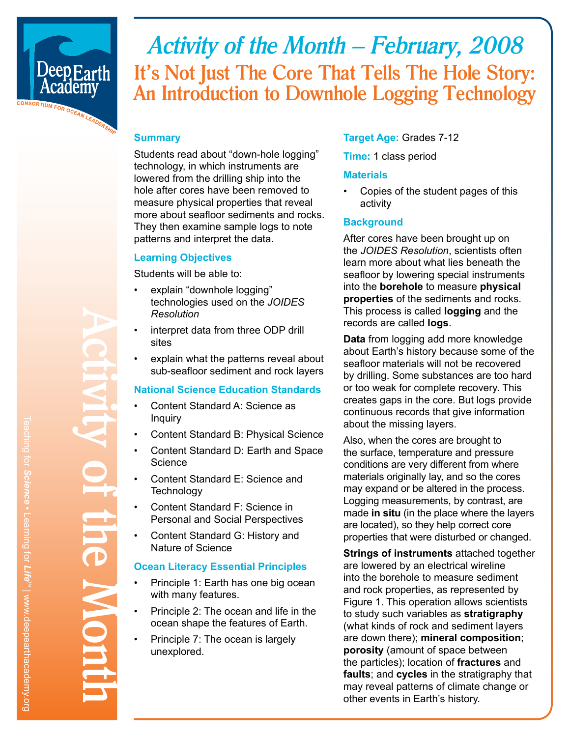# Activity of the Month – February, 2008

## It's Not Just The Core That Tells The Hole Story: An Introduction to Downhole Logging Technology

### Summary

Students read about "down-hole logging" technology, in which instruments are lowered from the drilling ship into the hole after cores have been removed to measure physical properties that reveal more about seafloor sediments and rocks. They then examine sample logs to note patterns and interpret the data.

### Learning Objectives

Students will be able to:

- explain "downhole logging" technologies used on the *JOIDES Resolution*
- interpret data from three ODP drill sites
- explain what the patterns reveal about sub-seafloor sediment and rock layers

### National Science Education Standards

- Content Standard A: Science as Inquiry
- Content Standard B: Physical Science
- Content Standard D: Earth and Space Science
- Content Standard E: Science and Technology
- Content Standard F: Science in Personal and Social Perspectives
- Content Standard G: History and Nature of Science

### Ocean Literacy Essential Principles

- Principle 1: Earth has one big ocean with many features.
- Principle 2: The ocean and life in the ocean shape the features of Earth.
- Principle 7: The ocean is largely unexplored.

**Target Age:** Grades 7-12

**Time:** 1 class period

### Materials

- Copies of the student pages of this activity

### Background

After cores have been brought up on the *JOIDES Resolution*, scientists often learn more about what lies beneath the seafloor by lowering special instruments into the **borehole** to measure **physical properties** of the sediments and rocks. This process is called **logging** and the records are called **logs**.

**Data** from logging add more knowledge about Earth's history because some of the seafloor materials will not be recovered by drilling. Some substances are too hard or too weak for complete recovery. This creates gaps in the core. But logs provide continuous records that give information about the missing layers.

Also, when the cores are brought to the surface, temperature and pressure conditions are very different from where materials originally lay, and so the cores may expand or be altered in the process. Logging measurements, by contrast, are made **in situ** (in the place where the layers are located), so they help correct core properties that were disturbed or changed.

**Strings of instruments** attached together are lowered by an electrical wireline into the borehole to measure sediment and rock properties, as represented by Figure 1. This operation allows scientists to study such variables as **stratigraphy** (what kinds of rock and sediment layers are down there); **mineral composition**; **porosity** (amount of space between the particles); location of **fractures** and **faults**; and **cycles** in the stratigraphy that may reveal patterns of climate change or other events in Earth's history.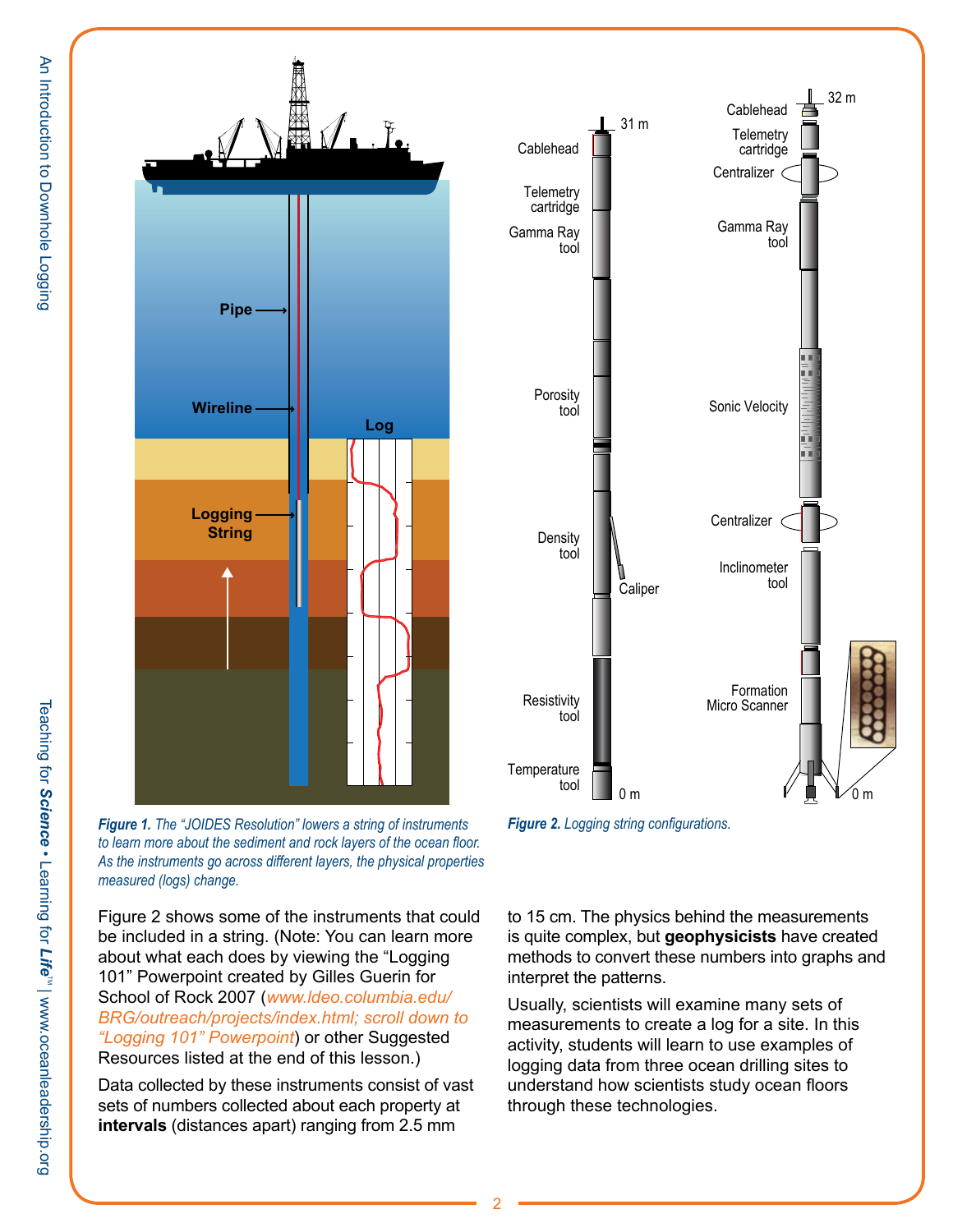***Figure 1.*** *The "JOIDES Resolution" lowers a string of instruments to learn more about the sediment and rock layers of the ocean floor. As the instruments go across different layers, the physical properties measured (logs) change.*

***Figure 2.*** *Logging string configurations.*

Figure 2 shows some of the instruments that could be included in a string. (Note: You can learn more about what each does by viewing the "Logging 101" Powerpoint created by Gilles Guerin for School of Rock 2007 (*www.ldeo.columbia.edu/BRG/outreach/projects/index.html; scroll down to "Logging 101" Powerpoint*) or other Suggested Resources listed at the end of this lesson.)

Data collected by these instruments consist of vast sets of numbers collected about each property at **intervals** (distances apart) ranging from 2.5 mm to 15 cm. The physics behind the measurements is quite complex, but **geophysicists** have created methods to convert these numbers into graphs and interpret the patterns.

Usually, scientists will examine many sets of measurements to create a log for a site. In this activity, students will learn to use examples of logging data from three ocean drilling sites to understand how scientists study ocean floors through these technologies.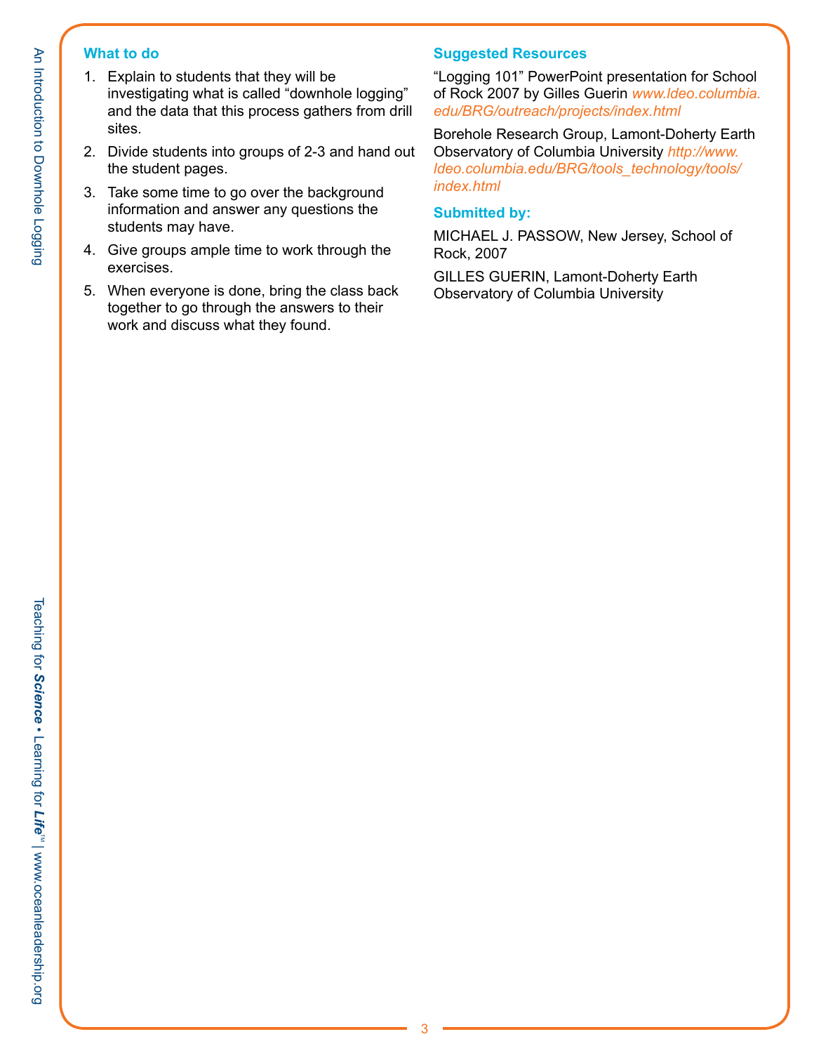### What to do

1. Explain to students that they will be investigating what is called "downhole logging" and the data that this process gathers from drill sites.
2. Divide students into groups of 2-3 and hand out the student pages.
3. Take some time to go over the background information and answer any questions the students may have.
4. Give groups ample time to work through the exercises.
5. When everyone is done, bring the class back together to go through the answers to their work and discuss what they found.

### Suggested Resources

"Logging 101" PowerPoint presentation for School of Rock 2007 by Gilles Guerin *www.ldeo.columbia.edu/BRG/outreach/projects/index.html*

Borehole Research Group, Lamont-Doherty Earth Observatory of Columbia University *http://www.ldeo.columbia.edu/BRG/tools_technology/tools/index.html*

### Submitted by:

MICHAEL J. PASSOW, New Jersey, School of Rock, 2007

GILLES GUERIN, Lamont-Doherty Earth Observatory of Columbia University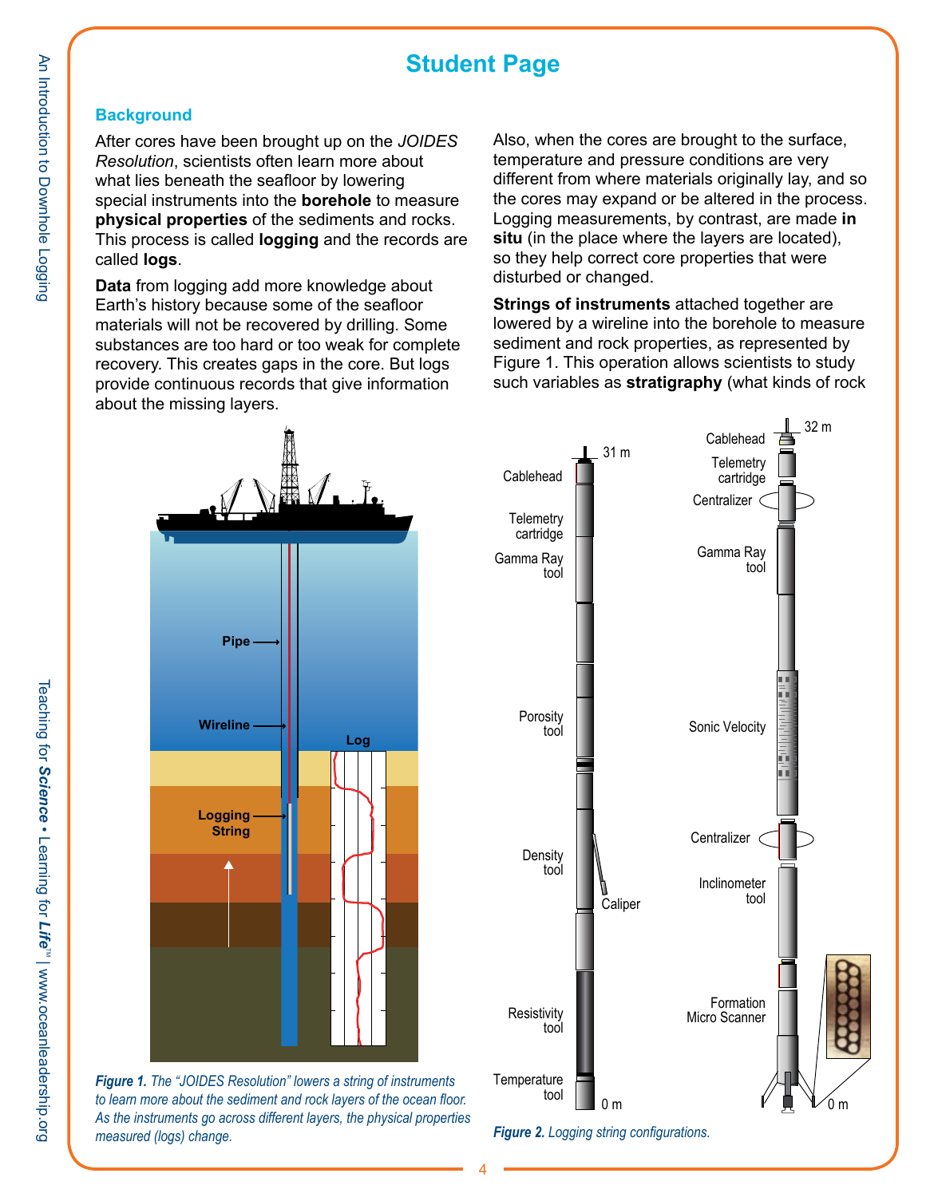# Student Page

## Background

After cores have been brought up on the *JOIDES Resolution*, scientists often learn more about what lies beneath the seafloor by lowering special instruments into the **borehole** to measure **physical properties** of the sediments and rocks. This process is called **logging** and the records are called **logs**.

**Data** from logging add more knowledge about Earth's history because some of the seafloor materials will not be recovered by drilling. Some substances are too hard or too weak for complete recovery. This creates gaps in the core. But logs provide continuous records that give information about the missing layers.

Also, when the cores are brought to the surface, temperature and pressure conditions are very different from where materials originally lay, and so the cores may expand or be altered in the process. Logging measurements, by contrast, are made **in situ** (in the place where the layers are located), so they help correct core properties that were disturbed or changed.

**Strings of instruments** attached together are lowered by a wireline into the borehole to measure sediment and rock properties, as represented by Figure 1. This operation allows scientists to study such variables as **stratigraphy** (what kinds of rock

*Figure 1. The "JOIDES Resolution" lowers a string of instruments to learn more about the sediment and rock layers of the ocean floor. As the instruments go across different layers, the physical properties measured (logs) change.*

*Figure 2. Logging string configurations.*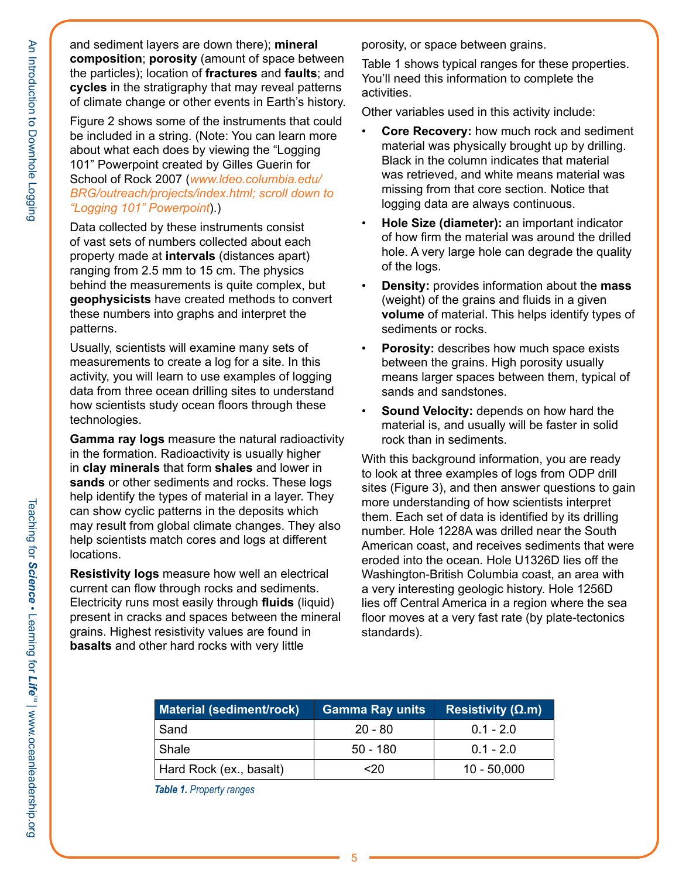and sediment layers are down there); **mineral composition**; **porosity** (amount of space between the particles); location of **fractures** and **faults**; and **cycles** in the stratigraphy that may reveal patterns of climate change or other events in Earth's history.

Figure 2 shows some of the instruments that could be included in a string. (Note: You can learn more about what each does by viewing the "Logging 101" Powerpoint created by Gilles Guerin for School of Rock 2007 (*www.ldeo.columbia.edu/BRG/outreach/projects/index.html; scroll down to "Logging 101" Powerpoint*).)

Data collected by these instruments consist of vast sets of numbers collected about each property made at **intervals** (distances apart) ranging from 2.5 mm to 15 cm. The physics behind the measurements is quite complex, but **geophysicists** have created methods to convert these numbers into graphs and interpret the patterns.

Usually, scientists will examine many sets of measurements to create a log for a site. In this activity, you will learn to use examples of logging data from three ocean drilling sites to understand how scientists study ocean floors through these technologies.

**Gamma ray logs** measure the natural radioactivity in the formation. Radioactivity is usually higher in **clay minerals** that form **shales** and lower in **sands** or other sediments and rocks. These logs help identify the types of material in a layer. They can show cyclic patterns in the deposits which may result from global climate changes. They also help scientists match cores and logs at different locations.

**Resistivity logs** measure how well an electrical current can flow through rocks and sediments. Electricity runs most easily through **fluids** (liquid) present in cracks and spaces between the mineral grains. Highest resistivity values are found in **basalts** and other hard rocks with very little porosity, or space between grains.

Table 1 shows typical ranges for these properties. You'll need this information to complete the activities.

Other variables used in this activity include:

- **Core Recovery:** how much rock and sediment material was physically brought up by drilling. Black in the column indicates that material was retrieved, and white means material was missing from that core section. Notice that logging data are always continuous.
- **Hole Size (diameter):** an important indicator of how firm the material was around the drilled hole. A very large hole can degrade the quality of the logs.
- **Density:** provides information about the **mass** (weight) of the grains and fluids in a given **volume** of material. This helps identify types of sediments or rocks.
- **Porosity:** describes how much space exists between the grains. High porosity usually means larger spaces between them, typical of sands and sandstones.
- **Sound Velocity:** depends on how hard the material is, and usually will be faster in solid rock than in sediments.

With this background information, you are ready to look at three examples of logs from ODP drill sites (Figure 3), and then answer questions to gain more understanding of how scientists interpret them. Each set of data is identified by its drilling number. Hole 1228A was drilled near the South American coast, and receives sediments that were eroded into the ocean. Hole U1326D lies off the Washington-British Columbia coast, an area with a very interesting geologic history. Hole 1256D lies off Central America in a region where the sea floor moves at a very fast rate (by plate-tectonics standards).

| Material (sediment/rock) | Gamma Ray units | Resistivity (Ω.m) |
|---|---|---|
| Sand | 20 - 80 | 0.1 - 2.0 |
| Shale | 50 - 180 | 0.1 - 2.0 |
| Hard Rock (ex., basalt) | <20 | 10 - 50,000 |

***Table 1.*** *Property ranges*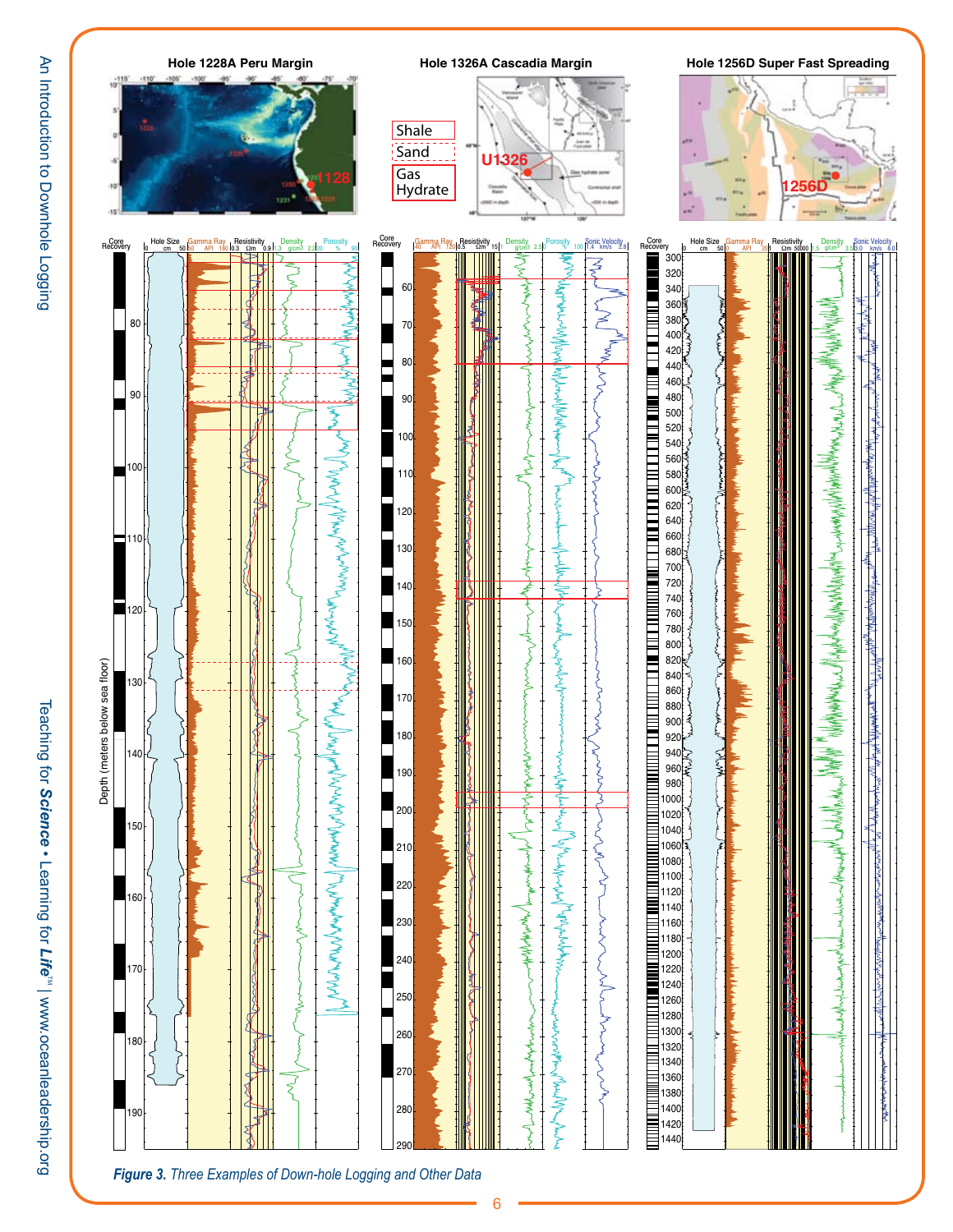*Figure 3. Three Examples of Down-hole Logging and Other Data*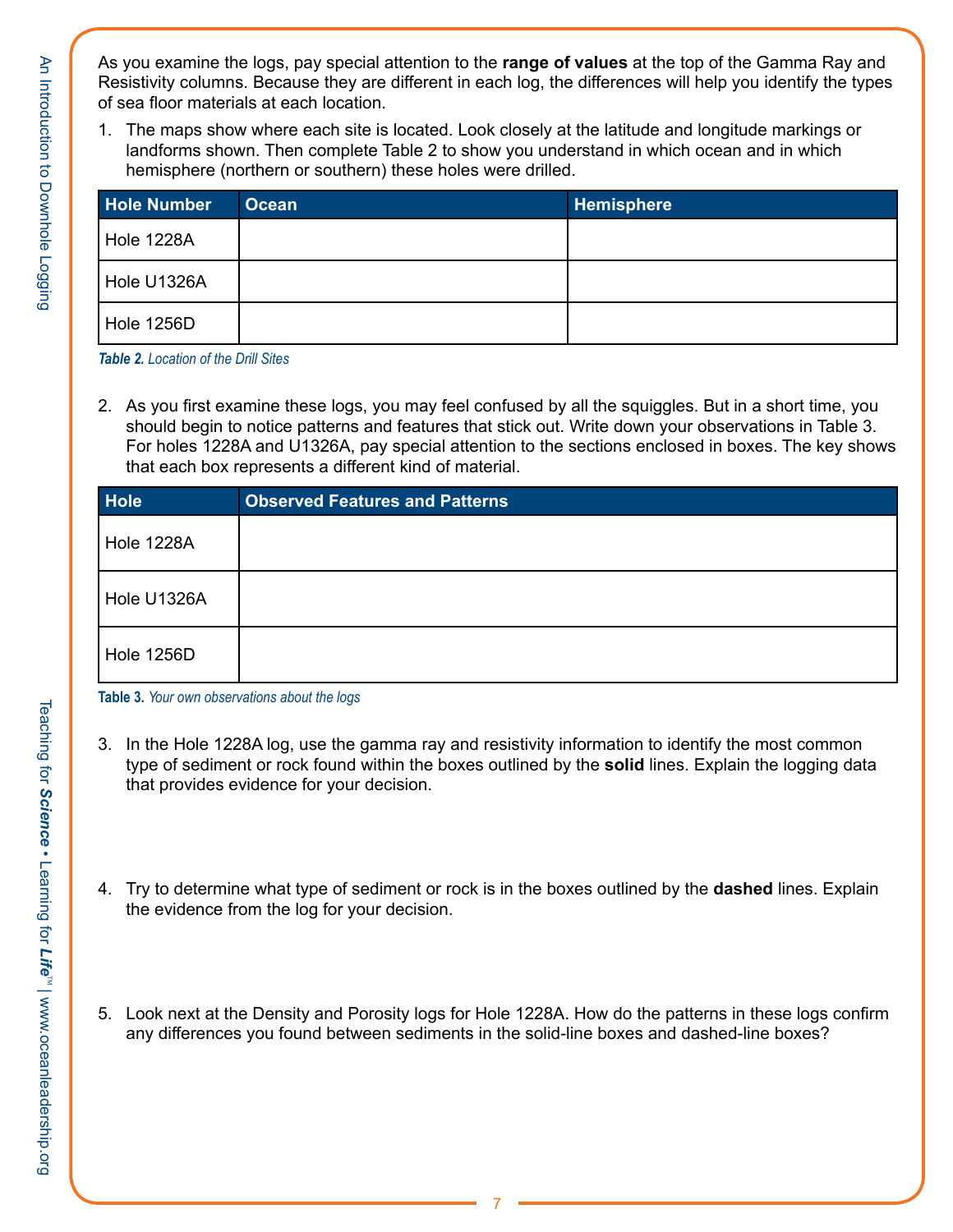As you examine the logs, pay special attention to the **range of values** at the top of the Gamma Ray and Resistivity columns. Because they are different in each log, the differences will help you identify the types of sea floor materials at each location.

1. The maps show where each site is located. Look closely at the latitude and longitude markings or landforms shown. Then complete Table 2 to show you understand in which ocean and in which hemisphere (northern or southern) these holes were drilled.

| Hole Number | Ocean | Hemisphere |
| --- | --- | --- |
| Hole 1228A | | |
| Hole U1326A | | |
| Hole 1256D | | |

*Table 2. Location of the Drill Sites*

2. As you first examine these logs, you may feel confused by all the squiggles. But in a short time, you should begin to notice patterns and features that stick out. Write down your observations in Table 3. For holes 1228A and U1326A, pay special attention to the sections enclosed in boxes. The key shows that each box represents a different kind of material.

| Hole | Observed Features and Patterns |
| --- | --- |
| Hole 1228A | |
| Hole U1326A | |
| Hole 1256D | |

**Table 3.** *Your own observations about the logs*

3. In the Hole 1228A log, use the gamma ray and resistivity information to identify the most common type of sediment or rock found within the boxes outlined by the **solid** lines. Explain the logging data that provides evidence for your decision.

4. Try to determine what type of sediment or rock is in the boxes outlined by the **dashed** lines. Explain the evidence from the log for your decision.

5. Look next at the Density and Porosity logs for Hole 1228A. How do the patterns in these logs confirm any differences you found between sediments in the solid-line boxes and dashed-line boxes?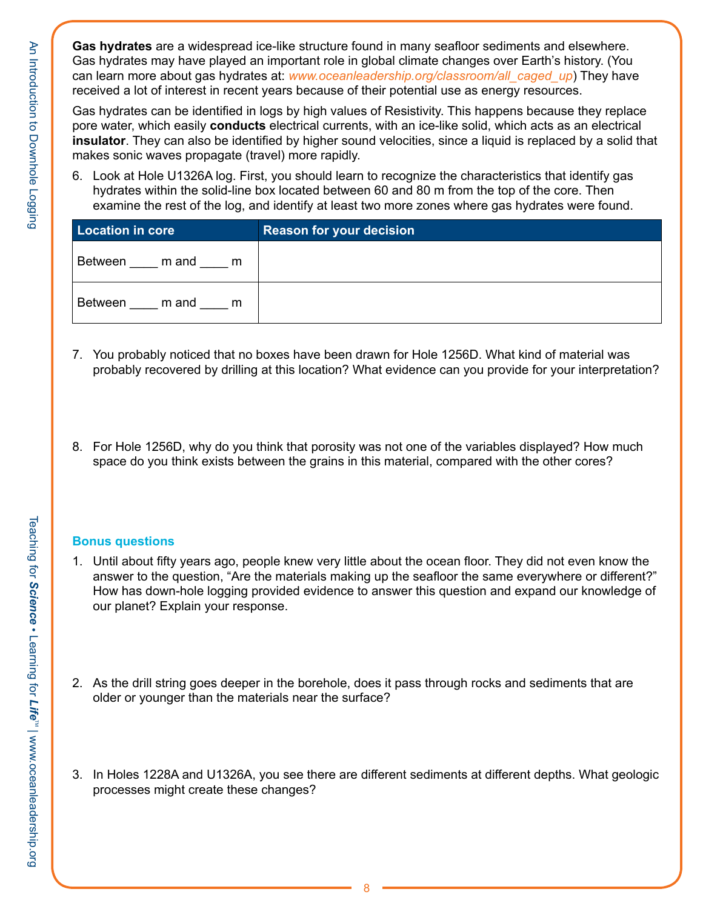**Gas hydrates** are a widespread ice-like structure found in many seafloor sediments and elsewhere. Gas hydrates may have played an important role in global climate changes over Earth's history. (You can learn more about gas hydrates at: *www.oceanleadership.org/classroom/all_caged_up*) They have received a lot of interest in recent years because of their potential use as energy resources.

Gas hydrates can be identified in logs by high values of Resistivity. This happens because they replace pore water, which easily **conducts** electrical currents, with an ice-like solid, which acts as an electrical **insulator**. They can also be identified by higher sound velocities, since a liquid is replaced by a solid that makes sonic waves propagate (travel) more rapidly.

6. Look at Hole U1326A log. First, you should learn to recognize the characteristics that identify gas hydrates within the solid-line box located between 60 and 80 m from the top of the core. Then examine the rest of the log, and identify at least two more zones where gas hydrates were found.

| Location in core | Reason for your decision |
|---|---|
| Between ____ m and ____ m | |
| Between ____ m and ____ m | |

7. You probably noticed that no boxes have been drawn for Hole 1256D. What kind of material was probably recovered by drilling at this location? What evidence can you provide for your interpretation?

8. For Hole 1256D, why do you think that porosity was not one of the variables displayed? How much space do you think exists between the grains in this material, compared with the other cores?

### Bonus questions

1. Until about fifty years ago, people knew very little about the ocean floor. They did not even know the answer to the question, "Are the materials making up the seafloor the same everywhere or different?" How has down-hole logging provided evidence to answer this question and expand our knowledge of our planet? Explain your response.

2. As the drill string goes deeper in the borehole, does it pass through rocks and sediments that are older or younger than the materials near the surface?

3. In Holes 1228A and U1326A, you see there are different sediments at different depths. What geologic processes might create these changes?